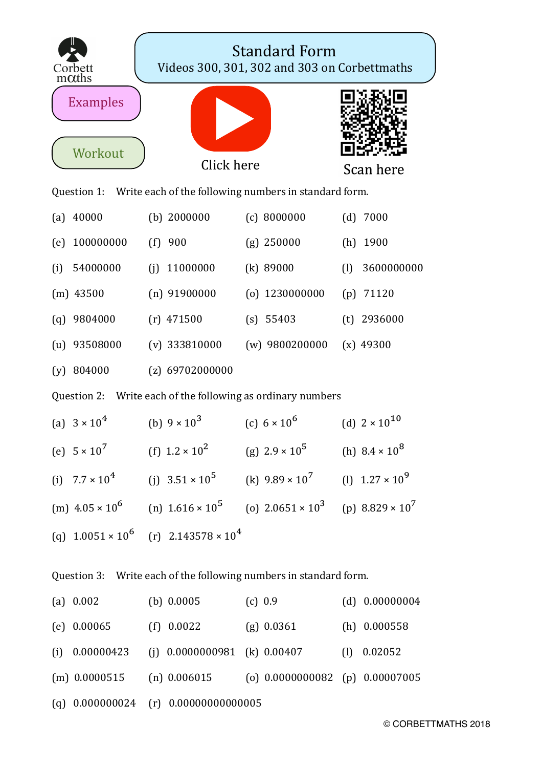# Standard Form

Videos 300, 301, 302 and 303 on Corbettmaths

Examples

Workout

Click here

Scan here

**Question 1:** Write each of the following numbers in standard form.

(a) 40000 (b) 2000000 (c) 8000000 (d) 7000

(e) 100000000 (f) 900 (g) 250000 (h) 1900

(i) 54000000 (j) 11000000 (k) 89000 (l) 3600000000

(m) 43500 (n) 91900000 (o) 1230000000 (p) 71120

(q) 9804000 (r) 471500 (s) 55403 (t) 2936000

(u) 93508000 (v) 333810000 (w) 9800200000 (x) 49300

(y) 804000 (z) 69702000000

**Question 2:** Write each of the following as ordinary numbers

(a) $3 \times 10^4$ (b) $9 \times 10^3$ (c) $6 \times 10^6$ (d) $2 \times 10^{10}$

(e) $5 \times 10^7$ (f) $1.2 \times 10^2$ (g) $2.9 \times 10^5$ (h) $8.4 \times 10^8$

(i) $7.7 \times 10^4$ (j) $3.51 \times 10^5$ (k) $9.89 \times 10^7$ (l) $1.27 \times 10^9$

(m) $4.05 \times 10^6$ (n) $1.616 \times 10^5$ (o) $2.0651 \times 10^3$ (p) $8.829 \times 10^7$

(q) $1.0051 \times 10^6$ (r) $2.143578 \times 10^4$

**Question 3:** Write each of the following numbers in standard form.

(a) 0.002 (b) 0.0005 (c) 0.9 (d) 0.00000004

(e) 0.00065 (f) 0.0022 (g) 0.0361 (h) 0.000558

(i) 0.00000423 (j) 0.0000000981 (k) 0.00407 (l) 0.02052

(m) 0.0000515 (n) 0.006015 (o) 0.0000000082 (p) 0.00007005

(q) 0.000000024 (r) 0.00000000000005

© CORBETTMATHS 2018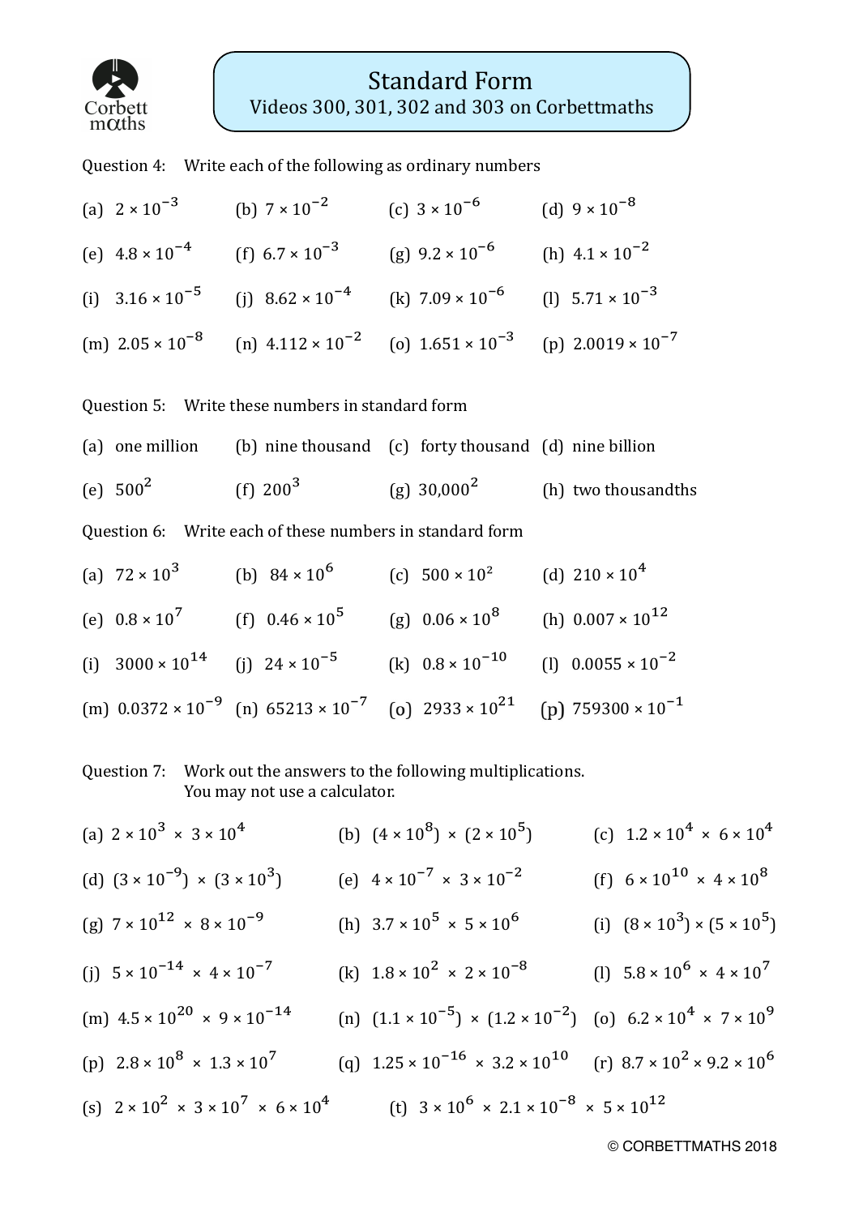# Standard Form

Videos 300, 301, 302 and 303 on Corbettmaths

Question 4: Write each of the following as ordinary numbers

(a) $2 \times 10^{-3}$ (b) $7 \times 10^{-2}$ (c) $3 \times 10^{-6}$ (d) $9 \times 10^{-8}$

(e) $4.8 \times 10^{-4}$ (f) $6.7 \times 10^{-3}$ (g) $9.2 \times 10^{-6}$ (h) $4.1 \times 10^{-2}$

(i) $3.16 \times 10^{-5}$ (j) $8.62 \times 10^{-4}$ (k) $7.09 \times 10^{-6}$ (l) $5.71 \times 10^{-3}$

(m) $2.05 \times 10^{-8}$ (n) $4.112 \times 10^{-2}$ (o) $1.651 \times 10^{-3}$ (p) $2.0019 \times 10^{-7}$

Question 5: Write these numbers in standard form

(a) one million (b) nine thousand (c) forty thousand (d) nine billion

(e) $500^2$ (f) $200^3$ (g) $30{,}000^2$ (h) two thousandths

Question 6: Write each of these numbers in standard form

(a) $72 \times 10^3$ (b) $84 \times 10^6$ (c) $500 \times 10^2$ (d) $210 \times 10^4$

(e) $0.8 \times 10^7$ (f) $0.46 \times 10^5$ (g) $0.06 \times 10^8$ (h) $0.007 \times 10^{12}$

(i) $3000 \times 10^{14}$ (j) $24 \times 10^{-5}$ (k) $0.8 \times 10^{-10}$ (l) $0.0055 \times 10^{-2}$

(m) $0.0372 \times 10^{-9}$ (n) $65213 \times 10^{-7}$ (o) $2933 \times 10^{21}$ (p) $759300 \times 10^{-1}$

Question 7: Work out the answers to the following multiplications.
You may not use a calculator.

(a) $2 \times 10^3 \times 3 \times 10^4$ (b) $(4 \times 10^8) \times (2 \times 10^5)$ (c) $1.2 \times 10^4 \times 6 \times 10^4$

(d) $(3 \times 10^{-9}) \times (3 \times 10^3)$ (e) $4 \times 10^{-7} \times 3 \times 10^{-2}$ (f) $6 \times 10^{10} \times 4 \times 10^8$

(g) $7 \times 10^{12} \times 8 \times 10^{-9}$ (h) $3.7 \times 10^5 \times 5 \times 10^6$ (i) $(8 \times 10^3) \times (5 \times 10^5)$

(j) $5 \times 10^{-14} \times 4 \times 10^{-7}$ (k) $1.8 \times 10^2 \times 2 \times 10^{-8}$ (l) $5.8 \times 10^6 \times 4 \times 10^7$

(m) $4.5 \times 10^{20} \times 9 \times 10^{-14}$ (n) $(1.1 \times 10^{-5}) \times (1.2 \times 10^{-2})$ (o) $6.2 \times 10^4 \times 7 \times 10^9$

(p) $2.8 \times 10^8 \times 1.3 \times 10^7$ (q) $1.25 \times 10^{-16} \times 3.2 \times 10^{10}$ (r) $8.7 \times 10^2 \times 9.2 \times 10^6$

(s) $2 \times 10^2 \times 3 \times 10^7 \times 6 \times 10^4$ (t) $3 \times 10^6 \times 2.1 \times 10^{-8} \times 5 \times 10^{12}$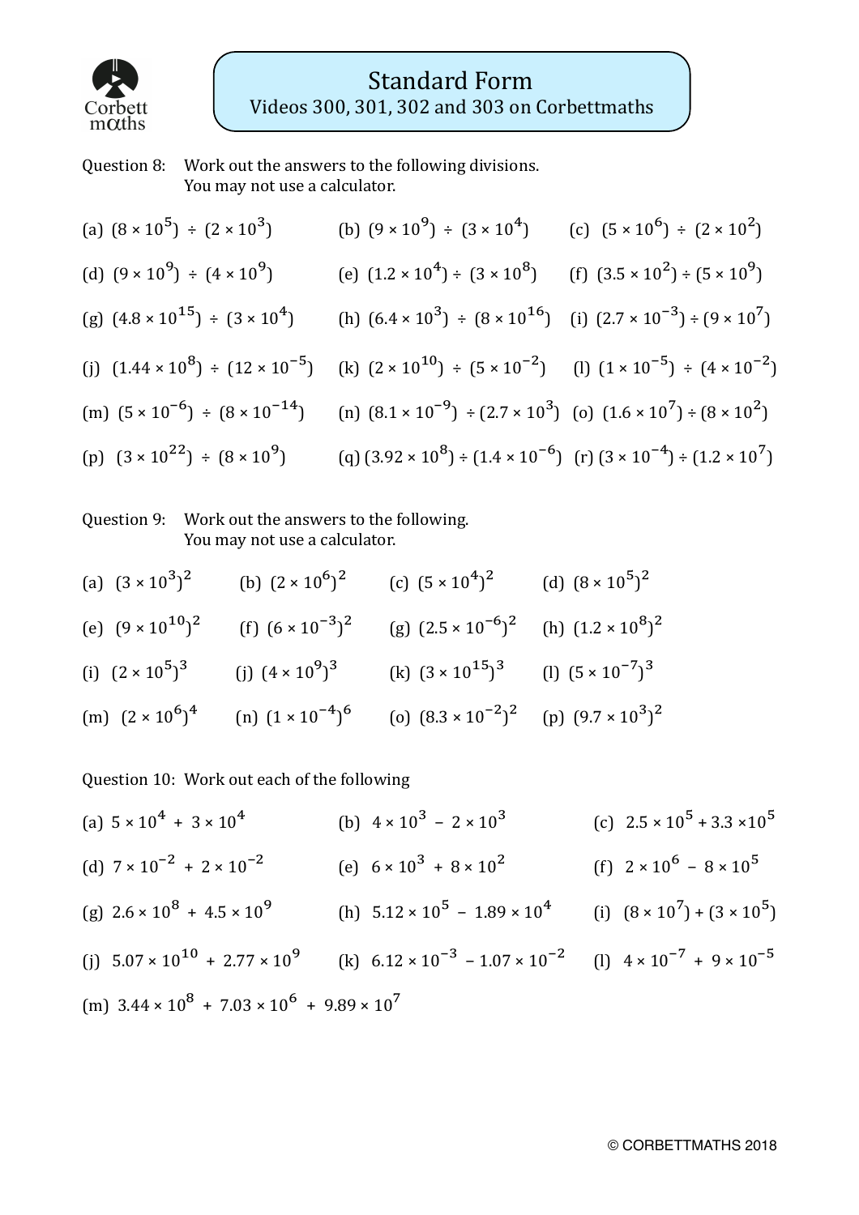# Standard Form

Videos 300, 301, 302 and 303 on Corbettmaths

Question 8: Work out the answers to the following divisions.
You may not use a calculator.

(a) $(8 \times 10^5) \div (2 \times 10^3)$

(b) $(9 \times 10^9) \div (3 \times 10^4)$

(c) $(5 \times 10^6) \div (2 \times 10^2)$

(d) $(9 \times 10^9) \div (4 \times 10^9)$

(e) $(1.2 \times 10^4) \div (3 \times 10^8)$

(f) $(3.5 \times 10^2) \div (5 \times 10^9)$

(g) $(4.8 \times 10^{15}) \div (3 \times 10^4)$

(h) $(6.4 \times 10^3) \div (8 \times 10^{16})$

(i) $(2.7 \times 10^{-3}) \div (9 \times 10^7)$

(j) $(1.44 \times 10^8) \div (12 \times 10^{-5})$

(k) $(2 \times 10^{10}) \div (5 \times 10^{-2})$

(l) $(1 \times 10^{-5}) \div (4 \times 10^{-2})$

(m) $(5 \times 10^{-6}) \div (8 \times 10^{-14})$

(n) $(8.1 \times 10^{-9}) \div (2.7 \times 10^3)$

(o) $(1.6 \times 10^7) \div (8 \times 10^2)$

(p) $(3 \times 10^{22}) \div (8 \times 10^9)$

(q) $(3.92 \times 10^8) \div (1.4 \times 10^{-6})$

(r) $(3 \times 10^{-4}) \div (1.2 \times 10^7)$

Question 9: Work out the answers to the following.
You may not use a calculator.

(a) $(3 \times 10^3)^2$

(b) $(2 \times 10^6)^2$

(c) $(5 \times 10^4)^2$

(d) $(8 \times 10^5)^2$

(e) $(9 \times 10^{10})^2$

(f) $(6 \times 10^{-3})^2$

(g) $(2.5 \times 10^{-6})^2$

(h) $(1.2 \times 10^8)^2$

(i) $(2 \times 10^5)^3$

(j) $(4 \times 10^9)^3$

(k) $(3 \times 10^{15})^3$

(l) $(5 \times 10^{-7})^3$

(m) $(2 \times 10^6)^4$

(n) $(1 \times 10^{-4})^6$

(o) $(8.3 \times 10^{-2})^2$

(p) $(9.7 \times 10^3)^2$

Question 10: Work out each of the following

(a) $5 \times 10^4 + 3 \times 10^4$

(b) $4 \times 10^3 - 2 \times 10^3$

(c) $2.5 \times 10^5 + 3.3 \times 10^5$

(d) $7 \times 10^{-2} + 2 \times 10^{-2}$

(e) $6 \times 10^3 + 8 \times 10^2$

(f) $2 \times 10^6 - 8 \times 10^5$

(g) $2.6 \times 10^8 + 4.5 \times 10^9$

(h) $5.12 \times 10^5 - 1.89 \times 10^4$

(i) $(8 \times 10^7) + (3 \times 10^5)$

(j) $5.07 \times 10^{10} + 2.77 \times 10^9$

(k) $6.12 \times 10^{-3} - 1.07 \times 10^{-2}$

(l) $4 \times 10^{-7} + 9 \times 10^{-5}$

(m) $3.44 \times 10^8 + 7.03 \times 10^6 + 9.89 \times 10^7$

© CORBETTMATHS 2018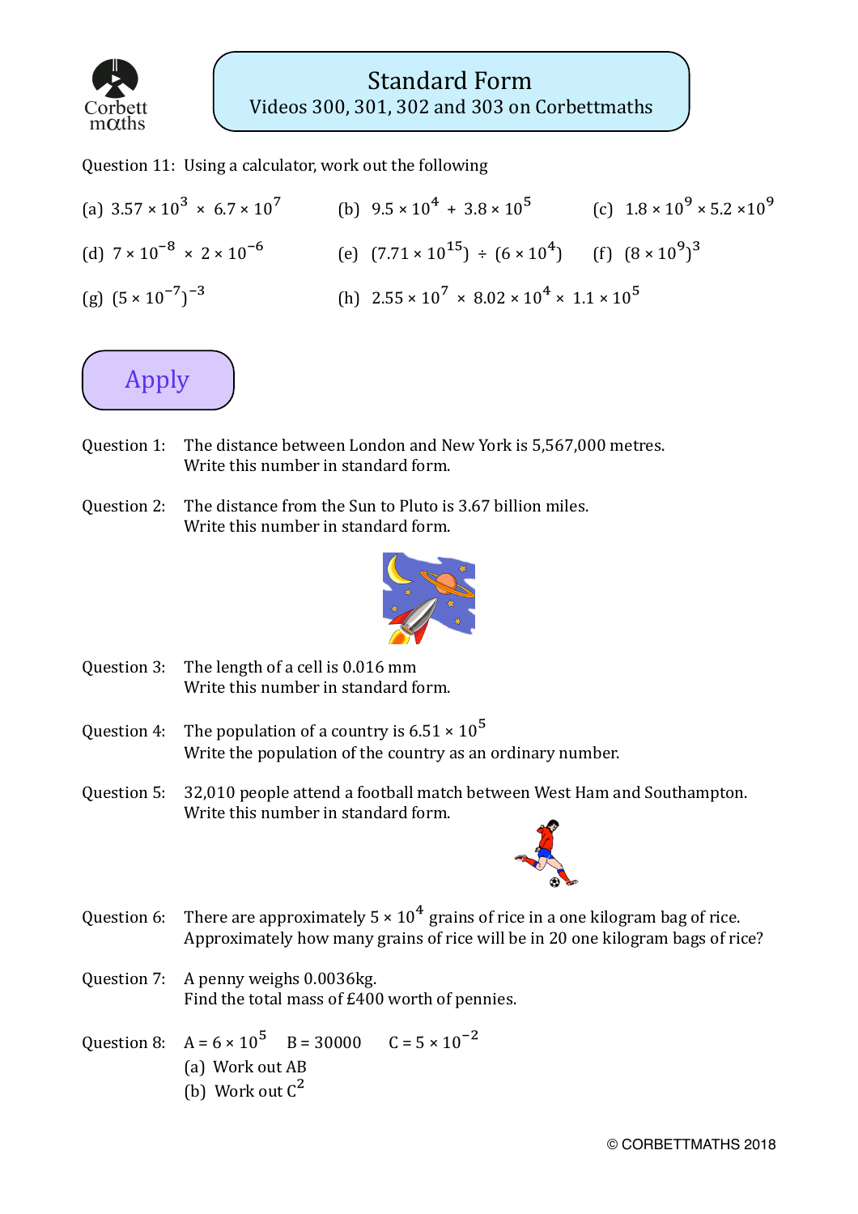# Standard Form

Videos 300, 301, 302 and 303 on Corbettmaths

Question 11: Using a calculator, work out the following

(a) $3.57 \times 10^3 \times 6.7 \times 10^7$

(b) $9.5 \times 10^4 + 3.8 \times 10^5$

(c) $1.8 \times 10^9 \times 5.2 \times 10^9$

(d) $7 \times 10^{-8} \times 2 \times 10^{-6}$

(e) $(7.71 \times 10^{15}) \div (6 \times 10^4)$

(f) $(8 \times 10^9)^3$

(g) $(5 \times 10^{-7})^{-3}$

(h) $2.55 \times 10^7 \times 8.02 \times 10^4 \times 1.1 \times 10^5$

## Apply

Question 1: The distance between London and New York is 5,567,000 metres.
Write this number in standard form.

Question 2: The distance from the Sun to Pluto is 3.67 billion miles.
Write this number in standard form.

Question 3: The length of a cell is 0.016 mm
Write this number in standard form.

Question 4: The population of a country is $6.51 \times 10^5$
Write the population of the country as an ordinary number.

Question 5: 32,010 people attend a football match between West Ham and Southampton.
Write this number in standard form.

Question 6: There are approximately $5 \times 10^4$ grains of rice in a one kilogram bag of rice.
Approximately how many grains of rice will be in 20 one kilogram bags of rice?

Question 7: A penny weighs 0.0036kg.
Find the total mass of £400 worth of pennies.

Question 8: $A = 6 \times 10^5$ $B = 30000$ $C = 5 \times 10^{-2}$

(a) Work out AB

(b) Work out $C^2$

© CORBETTMATHS 2018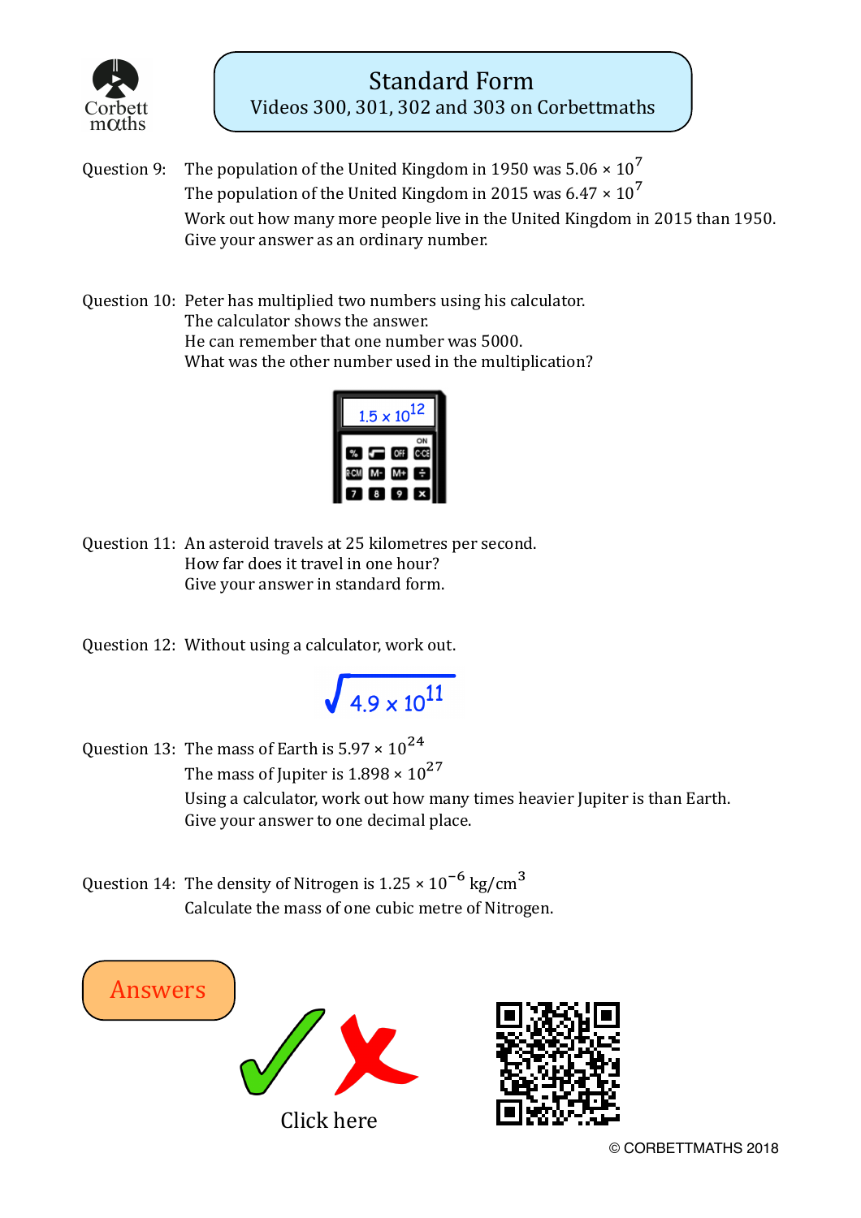# Standard Form

Videos 300, 301, 302 and 303 on Corbettmaths

Question 9: The population of the United Kingdom in 1950 was $5.06 \times 10^7$

The population of the United Kingdom in 2015 was $6.47 \times 10^7$

Work out how many more people live in the United Kingdom in 2015 than 1950.

Give your answer as an ordinary number.

Question 10: Peter has multiplied two numbers using his calculator.

The calculator shows the answer.

He can remember that one number was 5000.

What was the other number used in the multiplication?

$1.5 \times 10^{12}$

Question 11: An asteroid travels at 25 kilometres per second.

How far does it travel in one hour?

Give your answer in standard form.

Question 12: Without using a calculator, work out.

$$\sqrt{4.9 \times 10^{11}}$$

Question 13: The mass of Earth is $5.97 \times 10^{24}$

The mass of Jupiter is $1.898 \times 10^{27}$

Using a calculator, work out how many times heavier Jupiter is than Earth.

Give your answer to one decimal place.

Question 14: The density of Nitrogen is $1.25 \times 10^{-6}$ kg/cm$^3$

Calculate the mass of one cubic metre of Nitrogen.

Answers

Click here